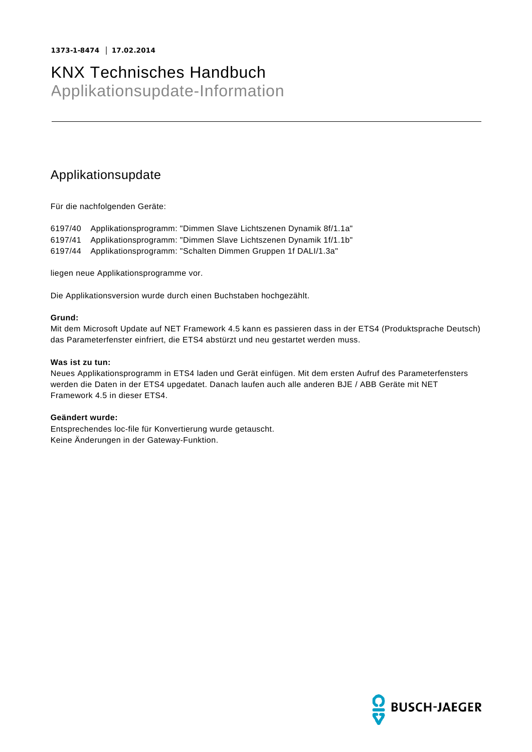**1373-1-8474** | **17.02.2014**

# KNX Technisches Handbuch
Applikationsupdate-Information

## Applikationsupdate

Für die nachfolgenden Geräte:

6197/40 Applikationsprogramm: "Dimmen Slave Lichtszenen Dynamik 8f/1.1a"
6197/41 Applikationsprogramm: "Dimmen Slave Lichtszenen Dynamik 1f/1.1b"
6197/44 Applikationsprogramm: "Schalten Dimmen Gruppen 1f DALI/1.3a"

liegen neue Applikationsprogramme vor.

Die Applikationsversion wurde durch einen Buchstaben hochgezählt.

**Grund:**
Mit dem Microsoft Update auf NET Framework 4.5 kann es passieren dass in der ETS4 (Produktsprache Deutsch) das Parameterfenster einfriert, die ETS4 abstürzt und neu gestartet werden muss.

**Was ist zu tun:**
Neues Applikationsprogramm in ETS4 laden und Gerät einfügen. Mit dem ersten Aufruf des Parameterfensters werden die Daten in der ETS4 upgedatet. Danach laufen auch alle anderen BJE / ABB Geräte mit NET Framework 4.5 in dieser ETS4.

**Geändert wurde:**
Entsprechendes loc-file für Konvertierung wurde getauscht.
Keine Änderungen in der Gateway-Funktion.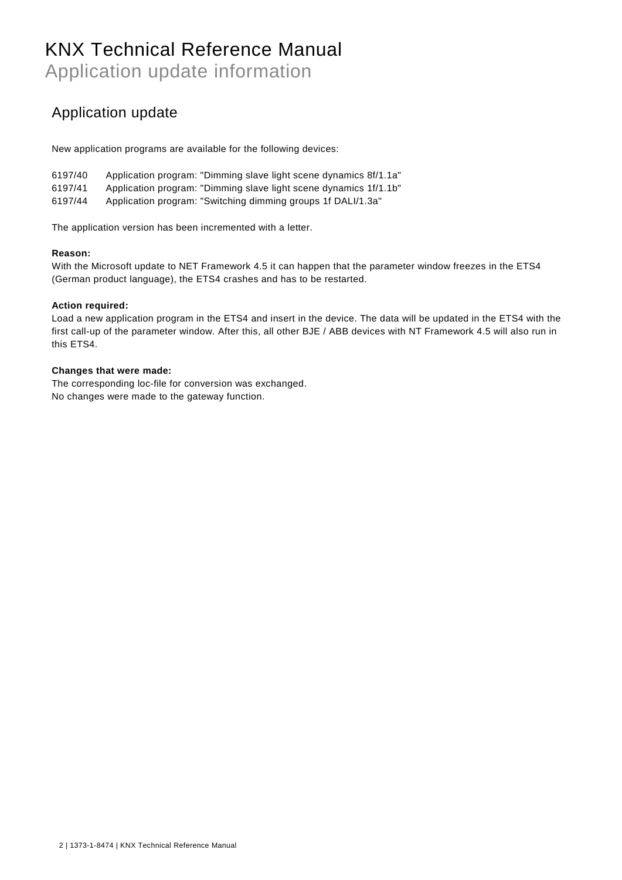# KNX Technical Reference Manual

Application update information

## Application update

New application programs are available for the following devices:

6197/40 Application program: "Dimming slave light scene dynamics 8f/1.1a"
6197/41 Application program: "Dimming slave light scene dynamics 1f/1.1b"
6197/44 Application program: "Switching dimming groups 1f DALI/1.3a"

The application version has been incremented with a letter.

**Reason:**
With the Microsoft update to NET Framework 4.5 it can happen that the parameter window freezes in the ETS4 (German product language), the ETS4 crashes and has to be restarted.

**Action required:**
Load a new application program in the ETS4 and insert in the device. The data will be updated in the ETS4 with the first call-up of the parameter window. After this, all other BJE / ABB devices with NT Framework 4.5 will also run in this ETS4.

**Changes that were made:**
The corresponding loc-file for conversion was exchanged.
No changes were made to the gateway function.